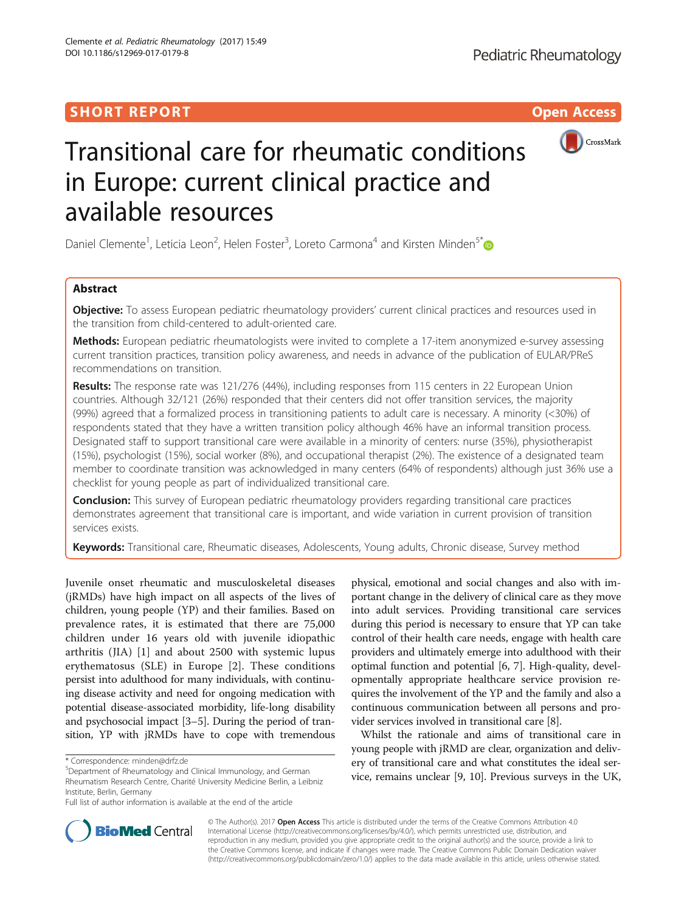**SHORT REPORT** **Open Access**

# Transitional care for rheumatic conditions in Europe: current clinical practice and available resources

Daniel Clemente[1], Leticia Leon[2], Helen Foster[3], Loreto Carmona[4] and Kirsten Minden[5*]

## Abstract

**Objective:** To assess European pediatric rheumatology providers' current clinical practices and resources used in the transition from child-centered to adult-oriented care.

**Methods:** European pediatric rheumatologists were invited to complete a 17-item anonymized e-survey assessing current transition practices, transition policy awareness, and needs in advance of the publication of EULAR/PReS recommendations on transition.

**Results:** The response rate was 121/276 (44%), including responses from 115 centers in 22 European Union countries. Although 32/121 (26%) responded that their centers did not offer transition services, the majority (99%) agreed that a formalized process in transitioning patients to adult care is necessary. A minority (<30%) of respondents stated that they have a written transition policy although 46% have an informal transition process. Designated staff to support transitional care were available in a minority of centers: nurse (35%), physiotherapist (15%), psychologist (15%), social worker (8%), and occupational therapist (2%). The existence of a designated team member to coordinate transition was acknowledged in many centers (64% of respondents) although just 36% use a checklist for young people as part of individualized transitional care.

**Conclusion:** This survey of European pediatric rheumatology providers regarding transitional care practices demonstrates agreement that transitional care is important, and wide variation in current provision of transition services exists.

**Keywords:** Transitional care, Rheumatic diseases, Adolescents, Young adults, Chronic disease, Survey method

Juvenile onset rheumatic and musculoskeletal diseases (jRMDs) have high impact on all aspects of the lives of children, young people (YP) and their families. Based on prevalence rates, it is estimated that there are 75,000 children under 16 years old with juvenile idiopathic arthritis (JIA) [1] and about 2500 with systemic lupus erythematosus (SLE) in Europe [2]. These conditions persist into adulthood for many individuals, with continuing disease activity and need for ongoing medication with potential disease-associated morbidity, life-long disability and psychosocial impact [3–5]. During the period of transition, YP with jRMDs have to cope with tremendous physical, emotional and social changes and also with important change in the delivery of clinical care as they move into adult services. Providing transitional care services during this period is necessary to ensure that YP can take control of their health care needs, engage with health care providers and ultimately emerge into adulthood with their optimal function and potential [6, 7]. High-quality, developmentally appropriate healthcare service provision requires the involvement of the YP and the family and also a continuous communication between all persons and provider services involved in transitional care [8].

Whilst the rationale and aims of transitional care in young people with jRMD are clear, organization and delivery of transitional care and what constitutes the ideal service, remains unclear [9, 10]. Previous surveys in the UK,

\* Correspondence: minden@drfz.de
[5]Department of Rheumatology and Clinical Immunology, and German Rheumatism Research Centre, Charité University Medicine Berlin, a Leibniz Institute, Berlin, Germany
Full list of author information is available at the end of the article

© The Author(s). 2017 **Open Access** This article is distributed under the terms of the Creative Commons Attribution 4.0 International License (http://creativecommons.org/licenses/by/4.0/), which permits unrestricted use, distribution, and reproduction in any medium, provided you give appropriate credit to the original author(s) and the source, provide a link to the Creative Commons license, and indicate if changes were made. The Creative Commons Public Domain Dedication waiver (http://creativecommons.org/publicdomain/zero/1.0/) applies to the data made available in this article, unless otherwise stated.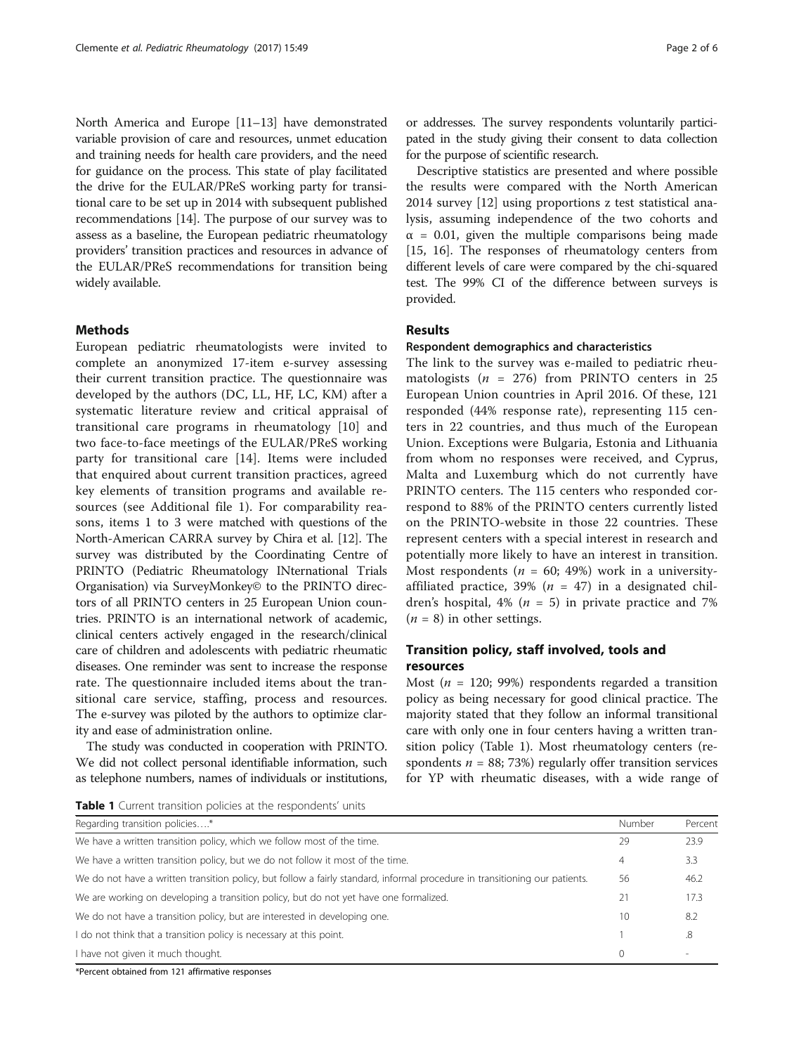North America and Europe [11–13] have demonstrated variable provision of care and resources, unmet education and training needs for health care providers, and the need for guidance on the process. This state of play facilitated the drive for the EULAR/PReS working party for transitional care to be set up in 2014 with subsequent published recommendations [14]. The purpose of our survey was to assess as a baseline, the European pediatric rheumatology providers' transition practices and resources in advance of the EULAR/PReS recommendations for transition being widely available.

## Methods

European pediatric rheumatologists were invited to complete an anonymized 17-item e-survey assessing their current transition practice. The questionnaire was developed by the authors (DC, LL, HF, LC, KM) after a systematic literature review and critical appraisal of transitional care programs in rheumatology [10] and two face-to-face meetings of the EULAR/PReS working party for transitional care [14]. Items were included that enquired about current transition practices, agreed key elements of transition programs and available resources (see Additional file 1). For comparability reasons, items 1 to 3 were matched with questions of the North-American CARRA survey by Chira et al. [12]. The survey was distributed by the Coordinating Centre of PRINTO (Pediatric Rheumatology INternational Trials Organisation) via SurveyMonkey© to the PRINTO directors of all PRINTO centers in 25 European Union countries. PRINTO is an international network of academic, clinical centers actively engaged in the research/clinical care of children and adolescents with pediatric rheumatic diseases. One reminder was sent to increase the response rate. The questionnaire included items about the transitional care service, staffing, process and resources. The e-survey was piloted by the authors to optimize clarity and ease of administration online.

The study was conducted in cooperation with PRINTO. We did not collect personal identifiable information, such as telephone numbers, names of individuals or institutions, or addresses. The survey respondents voluntarily participated in the study giving their consent to data collection for the purpose of scientific research.

Descriptive statistics are presented and where possible the results were compared with the North American 2014 survey [12] using proportions z test statistical analysis, assuming independence of the two cohorts and $\alpha = 0.01$, given the multiple comparisons being made [15, 16]. The responses of rheumatology centers from different levels of care were compared by the chi-squared test. The 99% CI of the difference between surveys is provided.

## Results

### Respondent demographics and characteristics

The link to the survey was e-mailed to pediatric rheumatologists ($n = 276$) from PRINTO centers in 25 European Union countries in April 2016. Of these, 121 responded (44% response rate), representing 115 centers in 22 countries, and thus much of the European Union. Exceptions were Bulgaria, Estonia and Lithuania from whom no responses were received, and Cyprus, Malta and Luxemburg which do not currently have PRINTO centers. The 115 centers who responded correspond to 88% of the PRINTO centers currently listed on the PRINTO-website in those 22 countries. These represent centers with a special interest in research and potentially more likely to have an interest in transition. Most respondents ($n = 60$; 49%) work in a university-affiliated practice, 39% ($n = 47$) in a designated children's hospital, 4% ($n = 5$) in private practice and 7% ($n = 8$) in other settings.

## Transition policy, staff involved, tools and resources

Most ($n = 120$; 99%) respondents regarded a transition policy as being necessary for good clinical practice. The majority stated that they follow an informal transitional care with only one in four centers having a written transition policy (Table 1). Most rheumatology centers (respondents $n = 88$; 73%) regularly offer transition services for YP with rheumatic diseases, with a wide range of

**Table 1** Current transition policies at the respondents' units

| Regarding transition policies….* | Number | Percent |
|---|---|---|
| We have a written transition policy, which we follow most of the time. | 29 | 23.9 |
| We have a written transition policy, but we do not follow it most of the time. | 4 | 3.3 |
| We do not have a written transition policy, but follow a fairly standard, informal procedure in transitioning our patients. | 56 | 46.2 |
| We are working on developing a transition policy, but do not yet have one formalized. | 21 | 17.3 |
| We do not have a transition policy, but are interested in developing one. | 10 | 8.2 |
| I do not think that a transition policy is necessary at this point. | 1 | .8 |
| I have not given it much thought. | 0 | - |

*Percent obtained from 121 affirmative responses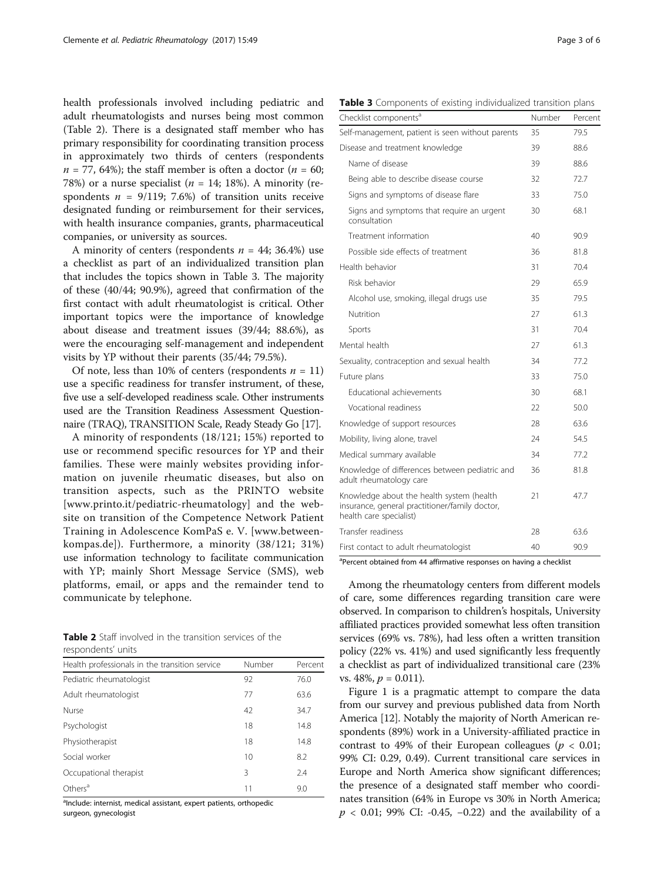health professionals involved including pediatric and adult rheumatologists and nurses being most common (Table 2). There is a designated staff member who has primary responsibility for coordinating transition process in approximately two thirds of centers (respondents $n = 77$, 64%); the staff member is often a doctor ($n = 60$; 78%) or a nurse specialist ($n = 14$; 18%). A minority (respondents $n = 9/119$; 7.6%) of transition units receive designated funding or reimbursement for their services, with health insurance companies, grants, pharmaceutical companies, or university as sources.

A minority of centers (respondents $n = 44$; 36.4%) use a checklist as part of an individualized transition plan that includes the topics shown in Table 3. The majority of these (40/44; 90.9%), agreed that confirmation of the first contact with adult rheumatologist is critical. Other important topics were the importance of knowledge about disease and treatment issues (39/44; 88.6%), as were the encouraging self-management and independent visits by YP without their parents (35/44; 79.5%).

Of note, less than 10% of centers (respondents $n = 11$) use a specific readiness for transfer instrument, of these, five use a self-developed readiness scale. Other instruments used are the Transition Readiness Assessment Questionnaire (TRAQ), TRANSITION Scale, Ready Steady Go [17].

A minority of respondents (18/121; 15%) reported to use or recommend specific resources for YP and their families. These were mainly websites providing information on juvenile rheumatic diseases, but also on transition aspects, such as the PRINTO website [www.printo.it/pediatric-rheumatology] and the website on transition of the Competence Network Patient Training in Adolescence KomPaS e. V. [www.between-kompas.de]). Furthermore, a minority (38/121; 31%) use information technology to facilitate communication with YP; mainly Short Message Service (SMS), web platforms, email, or apps and the remainder tend to communicate by telephone.

**Table 2** Staff involved in the transition services of the respondents' units

| Health professionals in the transition service | Number | Percent |
|---|---|---|
| Pediatric rheumatologist | 92 | 76.0 |
| Adult rheumatologist | 77 | 63.6 |
| Nurse | 42 | 34.7 |
| Psychologist | 18 | 14.8 |
| Physiotherapist | 18 | 14.8 |
| Social worker | 10 | 8.2 |
| Occupational therapist | 3 | 2.4 |
| Others[a] | 11 | 9.0 |

[a]Include: internist, medical assistant, expert patients, orthopedic surgeon, gynecologist

**Table 3** Components of existing individualized transition plans

| Checklist components[a] | Number | Percent |
|---|---|---|
| Self-management, patient is seen without parents | 35 | 79.5 |
| Disease and treatment knowledge | 39 | 88.6 |
| Name of disease | 39 | 88.6 |
| Being able to describe disease course | 32 | 72.7 |
| Signs and symptoms of disease flare | 33 | 75.0 |
| Signs and symptoms that require an urgent consultation | 30 | 68.1 |
| Treatment information | 40 | 90.9 |
| Possible side effects of treatment | 36 | 81.8 |
| Health behavior | 31 | 70.4 |
| Risk behavior | 29 | 65.9 |
| Alcohol use, smoking, illegal drugs use | 35 | 79.5 |
| Nutrition | 27 | 61.3 |
| Sports | 31 | 70.4 |
| Mental health | 27 | 61.3 |
| Sexuality, contraception and sexual health | 34 | 77.2 |
| Future plans | 33 | 75.0 |
| Educational achievements | 30 | 68.1 |
| Vocational readiness | 22 | 50.0 |
| Knowledge of support resources | 28 | 63.6 |
| Mobility, living alone, travel | 24 | 54.5 |
| Medical summary available | 34 | 77.2 |
| Knowledge of differences between pediatric and adult rheumatology care | 36 | 81.8 |
| Knowledge about the health system (health insurance, general practitioner/family doctor, health care specialist) | 21 | 47.7 |
| Transfer readiness | 28 | 63.6 |
| First contact to adult rheumatologist | 40 | 90.9 |

[a]Percent obtained from 44 affirmative responses on having a checklist

Among the rheumatology centers from different models of care, some differences regarding transition care were observed. In comparison to children's hospitals, University affiliated practices provided somewhat less often transition services (69% vs. 78%), had less often a written transition policy (22% vs. 41%) and used significantly less frequently a checklist as part of individualized transitional care (23% vs. 48%, $p = 0.011$).

Figure 1 is a pragmatic attempt to compare the data from our survey and previous published data from North America [12]. Notably the majority of North American respondents (89%) work in a University-affiliated practice in contrast to 49% of their European colleagues ($p < 0.01$; 99% CI: 0.29, 0.49). Current transitional care services in Europe and North America show significant differences; the presence of a designated staff member who coordinates transition (64% in Europe vs 30% in North America; $p < 0.01$; 99% CI: -0.45, −0.22) and the availability of a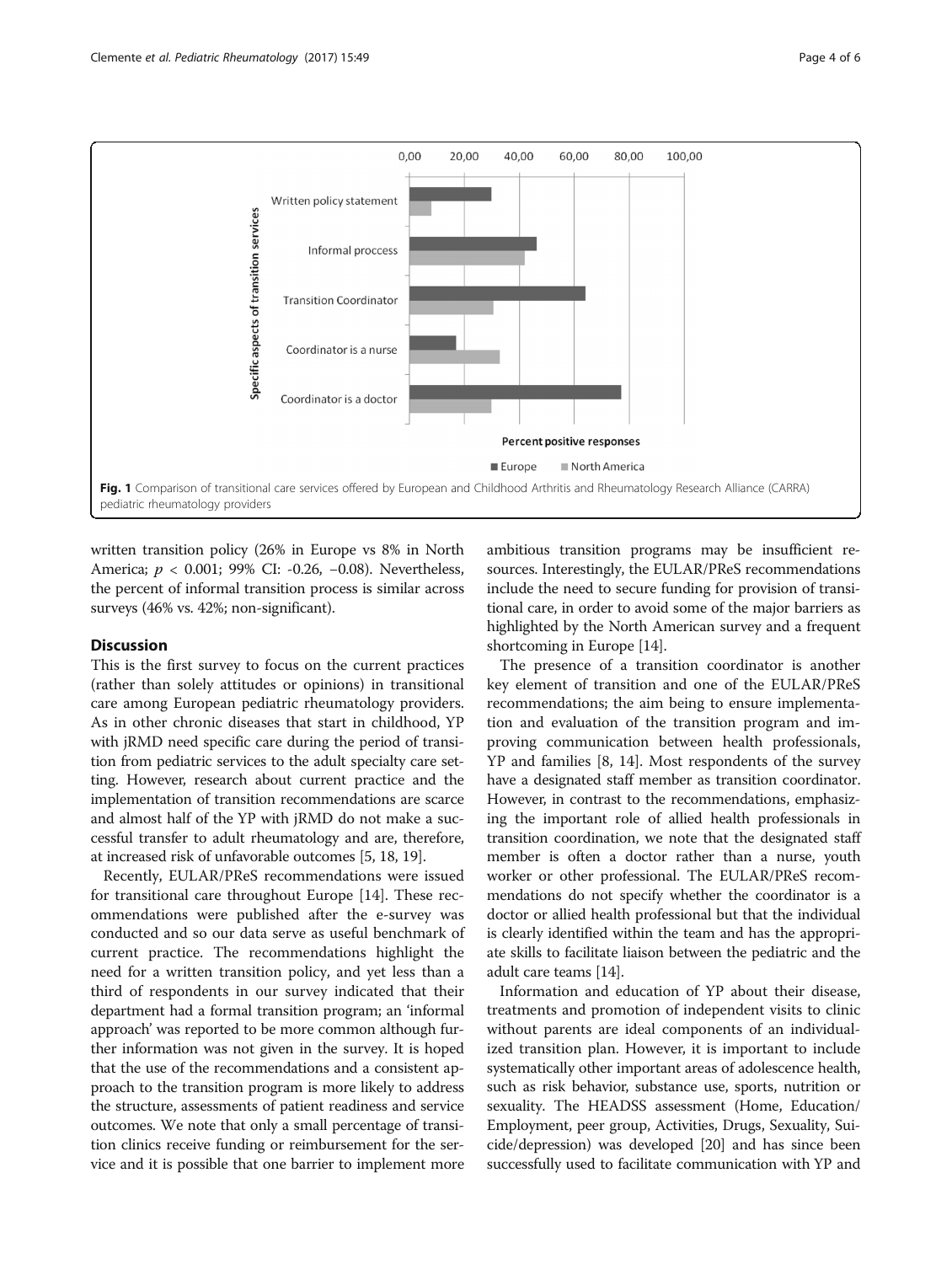0,00 20,00 40,00 60,00 80,00 100,00

Specific aspects of transition services

Written policy statement

Informal proccess

Transition Coordinator

Coordinator is a nurse

Coordinator is a doctor

Percent positive responses

■ Europe ■ North America

**Fig. 1** Comparison of transitional care services offered by European and Childhood Arthritis and Rheumatology Research Alliance (CARRA) pediatric rheumatology providers

written transition policy (26% in Europe vs 8% in North America; $p < 0.001$; 99% CI: -0.26, −0.08). Nevertheless, the percent of informal transition process is similar across surveys (46% vs. 42%; non-significant).

## Discussion

This is the first survey to focus on the current practices (rather than solely attitudes or opinions) in transitional care among European pediatric rheumatology providers. As in other chronic diseases that start in childhood, YP with jRMD need specific care during the period of transition from pediatric services to the adult specialty care setting. However, research about current practice and the implementation of transition recommendations are scarce and almost half of the YP with jRMD do not make a successful transfer to adult rheumatology and are, therefore, at increased risk of unfavorable outcomes [5, 18, 19].

Recently, EULAR/PReS recommendations were issued for transitional care throughout Europe [14]. These recommendations were published after the e-survey was conducted and so our data serve as useful benchmark of current practice. The recommendations highlight the need for a written transition policy, and yet less than a third of respondents in our survey indicated that their department had a formal transition program; an 'informal approach' was reported to be more common although further information was not given in the survey. It is hoped that the use of the recommendations and a consistent approach to the transition program is more likely to address the structure, assessments of patient readiness and service outcomes. We note that only a small percentage of transition clinics receive funding or reimbursement for the service and it is possible that one barrier to implement more ambitious transition programs may be insufficient resources. Interestingly, the EULAR/PReS recommendations include the need to secure funding for provision of transitional care, in order to avoid some of the major barriers as highlighted by the North American survey and a frequent shortcoming in Europe [14].

The presence of a transition coordinator is another key element of transition and one of the EULAR/PReS recommendations; the aim being to ensure implementation and evaluation of the transition program and improving communication between health professionals, YP and families [8, 14]. Most respondents of the survey have a designated staff member as transition coordinator. However, in contrast to the recommendations, emphasizing the important role of allied health professionals in transition coordination, we note that the designated staff member is often a doctor rather than a nurse, youth worker or other professional. The EULAR/PReS recommendations do not specify whether the coordinator is a doctor or allied health professional but that the individual is clearly identified within the team and has the appropriate skills to facilitate liaison between the pediatric and the adult care teams [14].

Information and education of YP about their disease, treatments and promotion of independent visits to clinic without parents are ideal components of an individualized transition plan. However, it is important to include systematically other important areas of adolescence health, such as risk behavior, substance use, sports, nutrition or sexuality. The HEADSS assessment (Home, Education/Employment, peer group, Activities, Drugs, Sexuality, Suicide/depression) was developed [20] and has since been successfully used to facilitate communication with YP and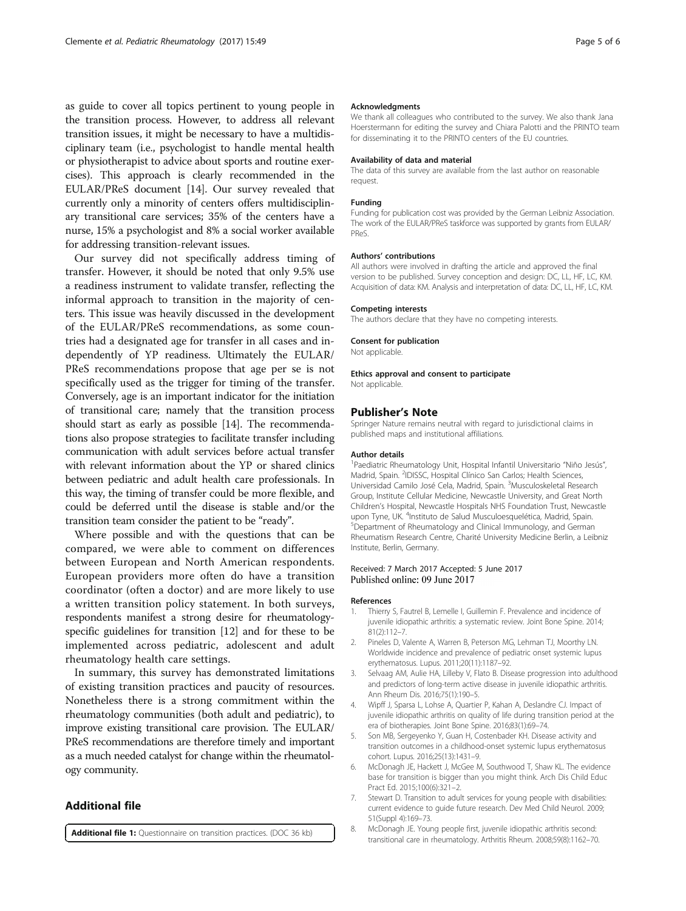as guide to cover all topics pertinent to young people in the transition process. However, to address all relevant transition issues, it might be necessary to have a multidisciplinary team (i.e., psychologist to handle mental health or physiotherapist to advice about sports and routine exercises). This approach is clearly recommended in the EULAR/PReS document [14]. Our survey revealed that currently only a minority of centers offers multidisciplinary transitional care services; 35% of the centers have a nurse, 15% a psychologist and 8% a social worker available for addressing transition-relevant issues.

Our survey did not specifically address timing of transfer. However, it should be noted that only 9.5% use a readiness instrument to validate transfer, reflecting the informal approach to transition in the majority of centers. This issue was heavily discussed in the development of the EULAR/PReS recommendations, as some countries had a designated age for transfer in all cases and independently of YP readiness. Ultimately the EULAR/PReS recommendations propose that age per se is not specifically used as the trigger for timing of the transfer. Conversely, age is an important indicator for the initiation of transitional care; namely that the transition process should start as early as possible [14]. The recommendations also propose strategies to facilitate transfer including communication with adult services before actual transfer with relevant information about the YP or shared clinics between pediatric and adult health care professionals. In this way, the timing of transfer could be more flexible, and could be deferred until the disease is stable and/or the transition team consider the patient to be "ready".

Where possible and with the questions that can be compared, we were able to comment on differences between European and North American respondents. European providers more often do have a transition coordinator (often a doctor) and are more likely to use a written transition policy statement. In both surveys, respondents manifest a strong desire for rheumatology-specific guidelines for transition [12] and for these to be implemented across pediatric, adolescent and adult rheumatology health care settings.

In summary, this survey has demonstrated limitations of existing transition practices and paucity of resources. Nonetheless there is a strong commitment within the rheumatology communities (both adult and pediatric), to improve existing transitional care provision. The EULAR/PReS recommendations are therefore timely and important as a much needed catalyst for change within the rheumatology community.

## Additional file

**Additional file 1:** Questionnaire on transition practices. (DOC 36 kb)

#### Acknowledgments

We thank all colleagues who contributed to the survey. We also thank Jana Hoerstermann for editing the survey and Chiara Palotti and the PRINTO team for disseminating it to the PRINTO centers of the EU countries.

#### Availability of data and material

The data of this survey are available from the last author on reasonable request.

#### Funding

Funding for publication cost was provided by the German Leibniz Association. The work of the EULAR/PReS taskforce was supported by grants from EULAR/PReS.

#### Authors' contributions

All authors were involved in drafting the article and approved the final version to be published. Survey conception and design: DC, LL, HF, LC, KM. Acquisition of data: KM. Analysis and interpretation of data: DC, LL, HF, LC, KM.

#### Competing interests

The authors declare that they have no competing interests.

#### Consent for publication

Not applicable.

#### Ethics approval and consent to participate

Not applicable.

## Publisher's Note

Springer Nature remains neutral with regard to jurisdictional claims in published maps and institutional affiliations.

#### Author details

[1]Paediatric Rheumatology Unit, Hospital Infantil Universitario "Niño Jesús", Madrid, Spain. [2]IDISSC, Hospital Clínico San Carlos; Health Sciences, Universidad Camilo José Cela, Madrid, Spain. [3]Musculoskeletal Research Group, Institute Cellular Medicine, Newcastle University, and Great North Children's Hospital, Newcastle Hospitals NHS Foundation Trust, Newcastle upon Tyne, UK. [4]Instituto de Salud Musculoesquelética, Madrid, Spain. [5]Department of Rheumatology and Clinical Immunology, and German Rheumatism Research Centre, Charité University Medicine Berlin, a Leibniz Institute, Berlin, Germany.

Received: 7 March 2017 Accepted: 5 June 2017
Published online: 09 June 2017

#### References

1. Thierry S, Fautrel B, Lemelle I, Guillemin F. Prevalence and incidence of juvenile idiopathic arthritis: a systematic review. Joint Bone Spine. 2014; 81(2):112–7.
2. Pineles D, Valente A, Warren B, Peterson MG, Lehman TJ, Moorthy LN. Worldwide incidence and prevalence of pediatric onset systemic lupus erythematosus. Lupus. 2011;20(11):1187–92.
3. Selvaag AM, Aulie HA, Lilleby V, Flato B. Disease progression into adulthood and predictors of long-term active disease in juvenile idiopathic arthritis. Ann Rheum Dis. 2016;75(1):190–5.
4. Wipff J, Sparsa L, Lohse A, Quartier P, Kahan A, Deslandre CJ. Impact of juvenile idiopathic arthritis on quality of life during transition period at the era of biotherapies. Joint Bone Spine. 2016;83(1):69–74.
5. Son MB, Sergeyenko Y, Guan H, Costenbader KH. Disease activity and transition outcomes in a childhood-onset systemic lupus erythematosus cohort. Lupus. 2016;25(13):1431–9.
6. McDonagh JE, Hackett J, McGee M, Southwood T, Shaw KL. The evidence base for transition is bigger than you might think. Arch Dis Child Educ Pract Ed. 2015;100(6):321–2.
7. Stewart D. Transition to adult services for young people with disabilities: current evidence to guide future research. Dev Med Child Neurol. 2009; 51(Suppl 4):169–73.
8. McDonagh JE. Young people first, juvenile idiopathic arthritis second: transitional care in rheumatology. Arthritis Rheum. 2008;59(8):1162–70.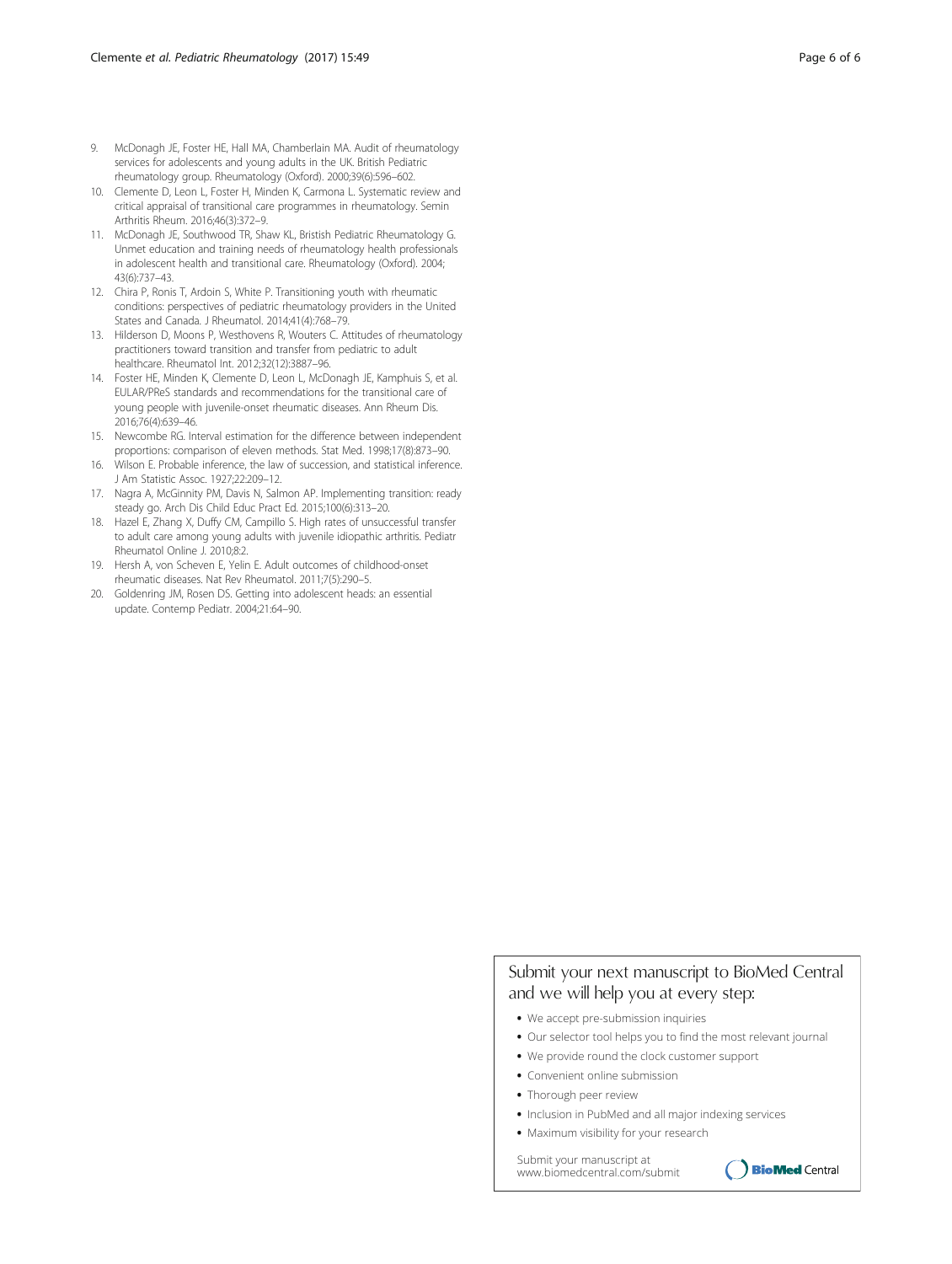9. McDonagh JE, Foster HE, Hall MA, Chamberlain MA. Audit of rheumatology services for adolescents and young adults in the UK. British Pediatric rheumatology group. Rheumatology (Oxford). 2000;39(6):596–602.
10. Clemente D, Leon L, Foster H, Minden K, Carmona L. Systematic review and critical appraisal of transitional care programmes in rheumatology. Semin Arthritis Rheum. 2016;46(3):372–9.
11. McDonagh JE, Southwood TR, Shaw KL, Bristish Pediatric Rheumatology G. Unmet education and training needs of rheumatology health professionals in adolescent health and transitional care. Rheumatology (Oxford). 2004; 43(6):737–43.
12. Chira P, Ronis T, Ardoin S, White P. Transitioning youth with rheumatic conditions: perspectives of pediatric rheumatology providers in the United States and Canada. J Rheumatol. 2014;41(4):768–79.
13. Hilderson D, Moons P, Westhovens R, Wouters C. Attitudes of rheumatology practitioners toward transition and transfer from pediatric to adult healthcare. Rheumatol Int. 2012;32(12):3887–96.
14. Foster HE, Minden K, Clemente D, Leon L, McDonagh JE, Kamphuis S, et al. EULAR/PReS standards and recommendations for the transitional care of young people with juvenile-onset rheumatic diseases. Ann Rheum Dis. 2016;76(4):639–46.
15. Newcombe RG. Interval estimation for the difference between independent proportions: comparison of eleven methods. Stat Med. 1998;17(8):873–90.
16. Wilson E. Probable inference, the law of succession, and statistical inference. J Am Statistic Assoc. 1927;22:209–12.
17. Nagra A, McGinnity PM, Davis N, Salmon AP. Implementing transition: ready steady go. Arch Dis Child Educ Pract Ed. 2015;100(6):313–20.
18. Hazel E, Zhang X, Duffy CM, Campillo S. High rates of unsuccessful transfer to adult care among young adults with juvenile idiopathic arthritis. Pediatr Rheumatol Online J. 2010;8:2.
19. Hersh A, von Scheven E, Yelin E. Adult outcomes of childhood-onset rheumatic diseases. Nat Rev Rheumatol. 2011;7(5):290–5.
20. Goldenring JM, Rosen DS. Getting into adolescent heads: an essential update. Contemp Pediatr. 2004;21:64–90.

Submit your next manuscript to BioMed Central and we will help you at every step:

- We accept pre-submission inquiries
- Our selector tool helps you to find the most relevant journal
- We provide round the clock customer support
- Convenient online submission
- Thorough peer review
- Inclusion in PubMed and all major indexing services
- Maximum visibility for your research

Submit your manuscript at
www.biomedcentral.com/submit

BioMed Central